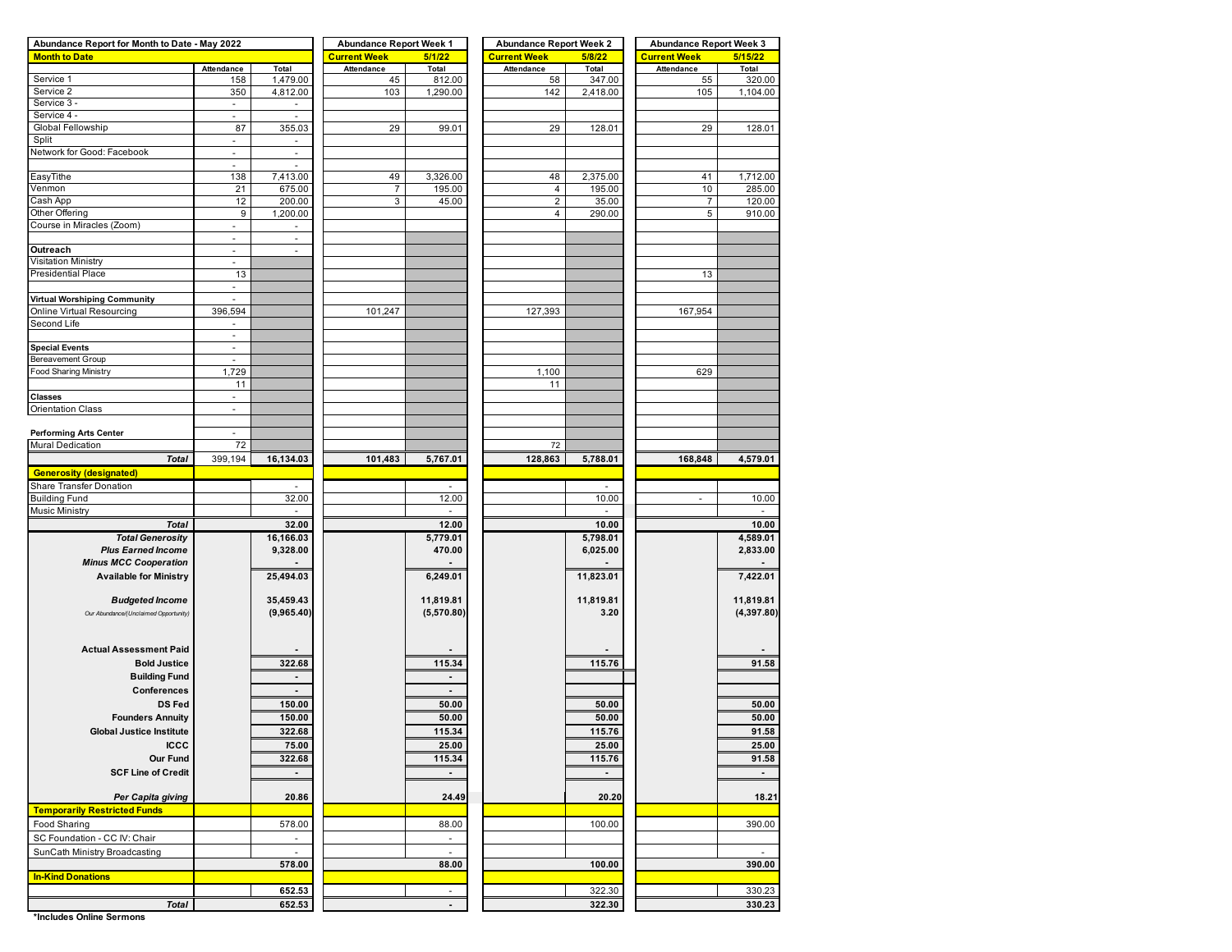| Abundance Report for Month to Date - May 2022 | | | Abundance Report Week 1 | | Abundance Report Week 2 | | Abundance Report Week 3 | |
|---|---|---|---|---|---|---|---|---|
| **Month to Date** | | | **Current Week** | **5/1/22** | **Current Week** | **5/8/22** | **Current Week** | **5/15/22** |
| | Attendance | Total | Attendance | Total | Attendance | Total | Attendance | Total |
| Service 1 | 158 | 1,479.00 | 45 | 812.00 | 58 | 347.00 | 55 | 320.00 |
| Service 2 | 350 | 4,812.00 | 103 | 1,290.00 | 142 | 2,418.00 | 105 | 1,104.00 |
| Service 3 - | - | - | | | | | | |
| Service 4 - | - | - | | | | | | |
| Global Fellowship | 87 | 355.03 | 29 | 99.01 | 29 | 128.01 | 29 | 128.01 |
| Split | - | - | | | | | | |
| Network for Good: Facebook | - | - | | | | | | |
| | - | - | | | | | | |
| EasyTithe | 138 | 7,413.00 | 49 | 3,326.00 | 48 | 2,375.00 | 41 | 1,712.00 |
| Venmon | 21 | 675.00 | 7 | 195.00 | 4 | 195.00 | 10 | 285.00 |
| Cash App | 12 | 200.00 | 3 | 45.00 | 2 | 35.00 | 7 | 120.00 |
| Other Offering | 9 | 1,200.00 | | | 4 | 290.00 | 5 | 910.00 |
| Course in Miracles (Zoom) | - | - | | | | | | |
| | - | - | | | | | | |
| **Outreach** | - | - | | | | | | |
| Visitation Ministry | - | | | | | | | |
| Presidential Place | 13 | | | | | | 13 | |
| | - | | | | | | | |
| **Virtual Worshiping Community** | - | | | | | | | |
| Online Virtual Resourcing | 396,594 | | 101,247 | | 127,393 | | 167,954 | |
| Second Life | - | | | | | | | |
| | - | | | | | | | |
| **Special Events** | - | | | | | | | |
| Bereavement Group | - | | | | | | | |
| Food Sharing Ministry | 1,729 | | | | 1,100 | | 629 | |
| | 11 | | | | 11 | | | |
| **Classes** | - | | | | | | | |
| Orientation Class | - | | | | | | | |
| | | | | | | | | |
| **Performing Arts Center** | - | | | | | | | |
| Mural Dedication | 72 | | | | 72 | | | |
| ***Total*** | 399,194 | **16,134.03** | **101,483** | **5,767.01** | **128,863** | **5,788.01** | **168,848** | **4,579.01** |
| **Generosity (designated)** | | | | | | | | |
| Share Transfer Donation | | - | | - | | - | | |
| Building Fund | | 32.00 | | 12.00 | | 10.00 | - | 10.00 |
| Music Ministry | | - | | - | | - | | - |
| ***Total*** | | **32.00** | | **12.00** | | **10.00** | | **10.00** |
| ***Total Generosity*** | | **16,166.03** | | **5,779.01** | | **5,798.01** | | **4,589.01** |
| ***Plus Earned Income*** | | **9,328.00** | | **470.00** | | **6,025.00** | | **2,833.00** |
| ***Minus MCC Cooperation*** | | **-** | | **-** | | **-** | | **-** |
| **Available for Ministry** | | **25,494.03** | | **6,249.01** | | **11,823.01** | | **7,422.01** |
| ***Budgeted Income*** | | **35,459.43** | | **11,819.81** | | **11,819.81** | | **11,819.81** |
| *Our Abundance/(Unclaimed Opportunity)* | | **(9,965.40)** | | **(5,570.80)** | | **3.20** | | **(4,397.80)** |
| **Actual Assessment Paid** | | **-** | | **-** | | **-** | | **-** |
| **Bold Justice** | | **322.68** | | **115.34** | | **115.76** | | **91.58** |
| **Building Fund** | | **-** | | **-** | | | | |
| **Conferences** | | **-** | | **-** | | | | |
| **DS Fed** | | **150.00** | | **50.00** | | **50.00** | | **50.00** |
| **Founders Annuity** | | **150.00** | | **50.00** | | **50.00** | | **50.00** |
| **Global Justice Institute** | | **322.68** | | **115.34** | | **115.76** | | **91.58** |
| **ICCC** | | **75.00** | | **25.00** | | **25.00** | | **25.00** |
| **Our Fund** | | **322.68** | | **115.34** | | **115.76** | | **91.58** |
| **SCF Line of Credit** | | **-** | | **-** | | **-** | | **-** |
| ***Per Capita giving*** | | **20.86** | | **24.49** | | **20.20** | | **18.21** |
| **Temporarily Restricted Funds** | | | | | | | | |
| Food Sharing | | 578.00 | | 88.00 | | 100.00 | | 390.00 |
| SC Foundation - CC IV: Chair | | - | | - | | | | |
| SunCath Ministry Broadcasting | | - | | - | | | | - |
| | | **578.00** | | **88.00** | | **100.00** | | **390.00** |
| **In-Kind Donations** | | | | | | | | |
| | | 652.53 | | - | | 322.30 | | 330.23 |
| ***Total*** | | **652.53** | | **-** | | **322.30** | | **330.23** |

**\*Includes Online Sermons**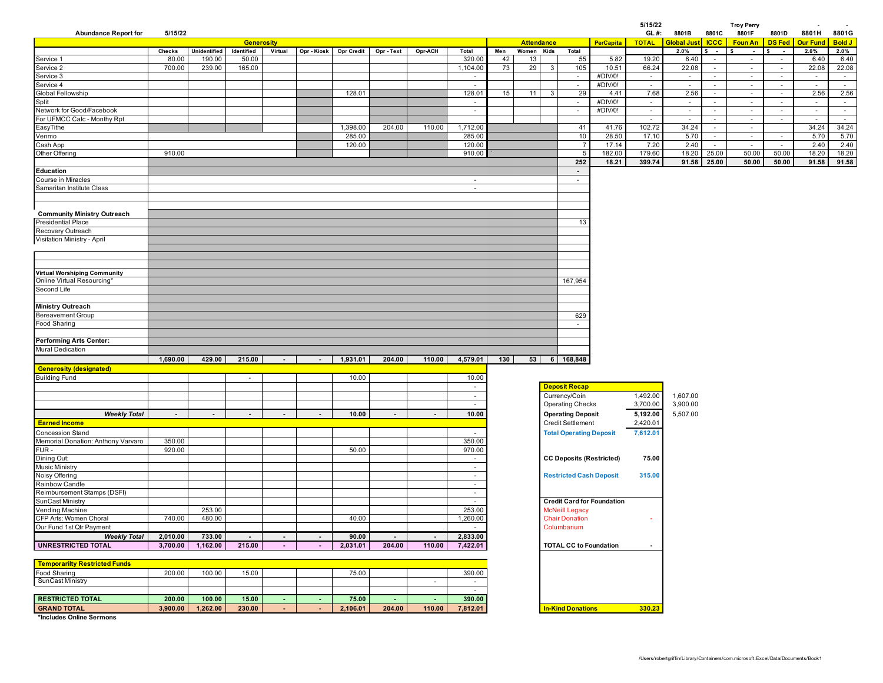**Abundance Report for** 5/15/22

| | Generosity | | | | | | | | | Attendance | | | | PerCapita | 5/15/22 GL #: TOTAL | 8801B Global Just 2.0% | 8801C ICCC $ | Troy Perry 8801F Foun An $ | 8801D DS Fed $ | 8801H Our Fund 2.0% | 8801G Bold J 2.0% |
|---|---|---|---|---|---|---|---|---|---|---|---|---|---|---|---|---|---|---|---|---|---|
| | Checks | Unidentified | Identified | Virtual | Opr - Kiosk | Opr Credit | Opr - Text | Opr-ACH | Total | Men | Women | Kids | Total | | | | | | | | |
| Service 1 | 80.00 | 190.00 | 50.00 | | | | | | 320.00 | 42 | 13 | | 55 | 5.82 | 19.20 | 6.40 | - | - | - | 6.40 | 6.40 |
| Service 2 | 700.00 | 239.00 | 165.00 | | | | | | 1,104.00 | 73 | 29 | 3 | 105 | 10.51 | 66.24 | 22.08 | - | - | - | 22.08 | 22.08 |
| Service 3 | | | | | | | | | - | | | | - | #DIV/0! | - | - | - | - | - | - | - |
| Service 4 | | | | | | | | | - | | | | - | #DIV/0! | - | - | - | - | - | - | - |
| Global Fellowship | | | | | | 128.01 | | | 128.01 | 15 | 11 | 3 | 29 | 4.41 | 7.68 | 2.56 | - | - | - | 2.56 | 2.56 |
| Split | | | | | | | | | - | | | | - | #DIV/0! | - | - | - | - | - | - | - |
| Network for Good/Facebook | | | | | | | | | - | | | | - | #DIV/0! | - | - | - | - | - | - | - |
| For UFMCC Calc - Monthy Rpt | | | | | | | | | | | | | | | - | - | - | - | - | - | - |
| EasyTithe | | | | | | 1,398.00 | 204.00 | 110.00 | 1,712.00 | | | | 41 | 41.76 | 102.72 | 34.24 | - | - | | 34.24 | 34.24 |
| Venmo | | | | | | 285.00 | | | 285.00 | | | | 10 | 28.50 | 17.10 | 5.70 | - | - | - | 5.70 | 5.70 |
| Cash App | | | | | | 120.00 | | | 120.00 | | | | 7 | 17.14 | 7.20 | 2.40 | - | - | - | 2.40 | 2.40 |
| Other Offering | 910.00 | | | | | | | | 910.00 | | | | 5 | 182.00 | 179.60 | 18.20 | 25.00 | 50.00 | 50.00 | 18.20 | 18.20 |
| | | | | | | | | | | | | | 252 | 18.21 | 399.74 | 91.58 | 25.00 | 50.00 | 50.00 | 91.58 | 91.58 |
| **Education** | | | | | | | | | | | | | - | | | | | | | | |
| Course in Miracles | | | | | | | | | - | | | | - | | | | | | | | |
| Samaritan Institute Class | | | | | | | | | - | | | | | | | | | | | | |
| **Community Ministry Outreach** | | | | | | | | | | | | | | | | | | | | | |
| Presidential Place | | | | | | | | | | | | | 13 | | | | | | | | |
| Recovery Outreach | | | | | | | | | | | | | | | | | | | | | |
| Visitation Ministry - April | | | | | | | | | | | | | | | | | | | | | |
| **Virtual Worshiping Community** | | | | | | | | | | | | | | | | | | | | | |
| Online Virtual Resourcing* | | | | | | | | | | | | | 167,954 | | | | | | | | |
| Second Life | | | | | | | | | | | | | | | | | | | | | |
| **Ministry Outreach** | | | | | | | | | | | | | | | | | | | | | |
| Bereavement Group | | | | | | | | | | | | | 629 | | | | | | | | |
| Food Sharing | | | | | | | | | | | | | - | | | | | | | | |
| **Performing Arts Center:** | | | | | | | | | | | | | | | | | | | | | |
| Mural Dedication | | | | | | | | | | | | | | | | | | | | | |
| | 1,690.00 | 429.00 | 215.00 | - | - | 1,931.01 | 204.00 | 110.00 | 4,579.01 | 130 | 53 | 6 | 168,848 | | | | | | | | |

| Generosity (designated) | Checks | Unidentified | Identified | Virtual | Opr - Kiosk | Opr Credit | Opr - Text | Opr-ACH | Total |
|---|---|---|---|---|---|---|---|---|---|
| Building Fund | | | - | | | 10.00 | | | 10.00 |
| | | | | | | | | | - |
| | | | | | | | | | - |
| | | | | | | | | | - |
| ***Weekly Total*** | - | - | - | - | - | 10.00 | - | - | 10.00 |
| **Earned Income** | | | | | | | | | |
| Concession Stand | | | | | | | | | - |
| Memorial Donation: Anthony Varvaro | 350.00 | | | | | | | | 350.00 |
| FUR - | 920.00 | | | | | 50.00 | | | 970.00 |
| Dining Out: | | | | | | | | | - |
| Music Ministry | | | | | | | | | - |
| Noisy Offering | | | | | | | | | - |
| Rainbow Candle | | | | | | | | | - |
| Reimbursement Stamps (DSFI) | | | | | | | | | - |
| SunCast Ministry | | | | | | | | | - |
| Vending Machine | | 253.00 | | | | | | | 253.00 |
| CFP Arts: Women Choral | 740.00 | 480.00 | | | | 40.00 | | | 1,260.00 |
| Our Fund 1st Qtr Payment | | | | | | | | | - |
| ***Weekly Total*** | 2,010.00 | 733.00 | - | - | - | 90.00 | - | - | 2,833.00 |
| **UNRESTRICTED TOTAL** | 3,700.00 | 1,162.00 | 215.00 | - | - | 2,031.01 | 204.00 | 110.00 | 7,422.01 |
| **Temporarilty Restricted Funds** | | | | | | | | | |
| Food Sharing | 200.00 | 100.00 | 15.00 | | | 75.00 | | | 390.00 |
| SunCast Ministry | | | | | | | | - | - |
| | | | | | | | | | - |
| **RESTRICTED TOTAL** | 200.00 | 100.00 | 15.00 | - | - | 75.00 | - | - | 390.00 |
| **GRAND TOTAL** | 3,900.00 | 1,262.00 | 230.00 | - | - | 2,106.01 | 204.00 | 110.00 | 7,812.01 |

**Deposit Recap**

| | | |
|---|---|---|
| Currency/Coin | 1,492.00 | 1,607.00 |
| Operating Checks | 3,700.00 | 3,900.00 |
| **Operating Deposit** | 5,192.00 | 5,507.00 |
| Credit Settlement | 2,420.01 | |
| **Total Operating Deposit** | 7,612.01 | |
| **CC Deposits (Restricted)** | 75.00 | |
| **Restricted Cash Deposit** | 315.00 | |
| **Credit Card for Foundation** | | |
| McNeill Legacy | | |
| Chair Donation | - | |
| Columbarium | | |
| **TOTAL CC to Foundation** | - | |
| **In-Kind Donations** | 330.23 | |

*Includes Online Sermons